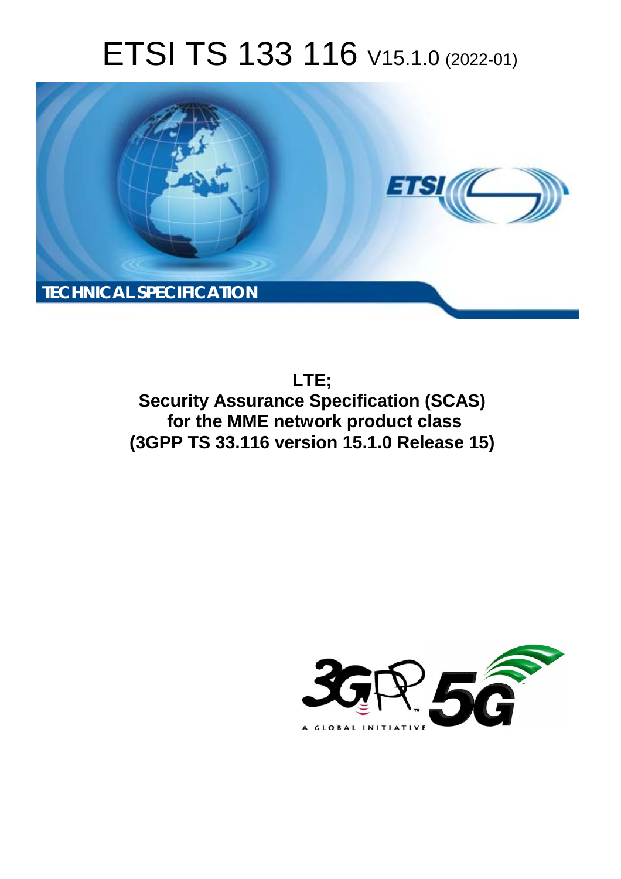# ETSI TS 133 116 V15.1.0 (2022-01)

TECHNICAL SPECIFICATION

**LTE;**
**Security Assurance Specification (SCAS) for the MME network product class**
**(3GPP TS 33.116 version 15.1.0 Release 15)**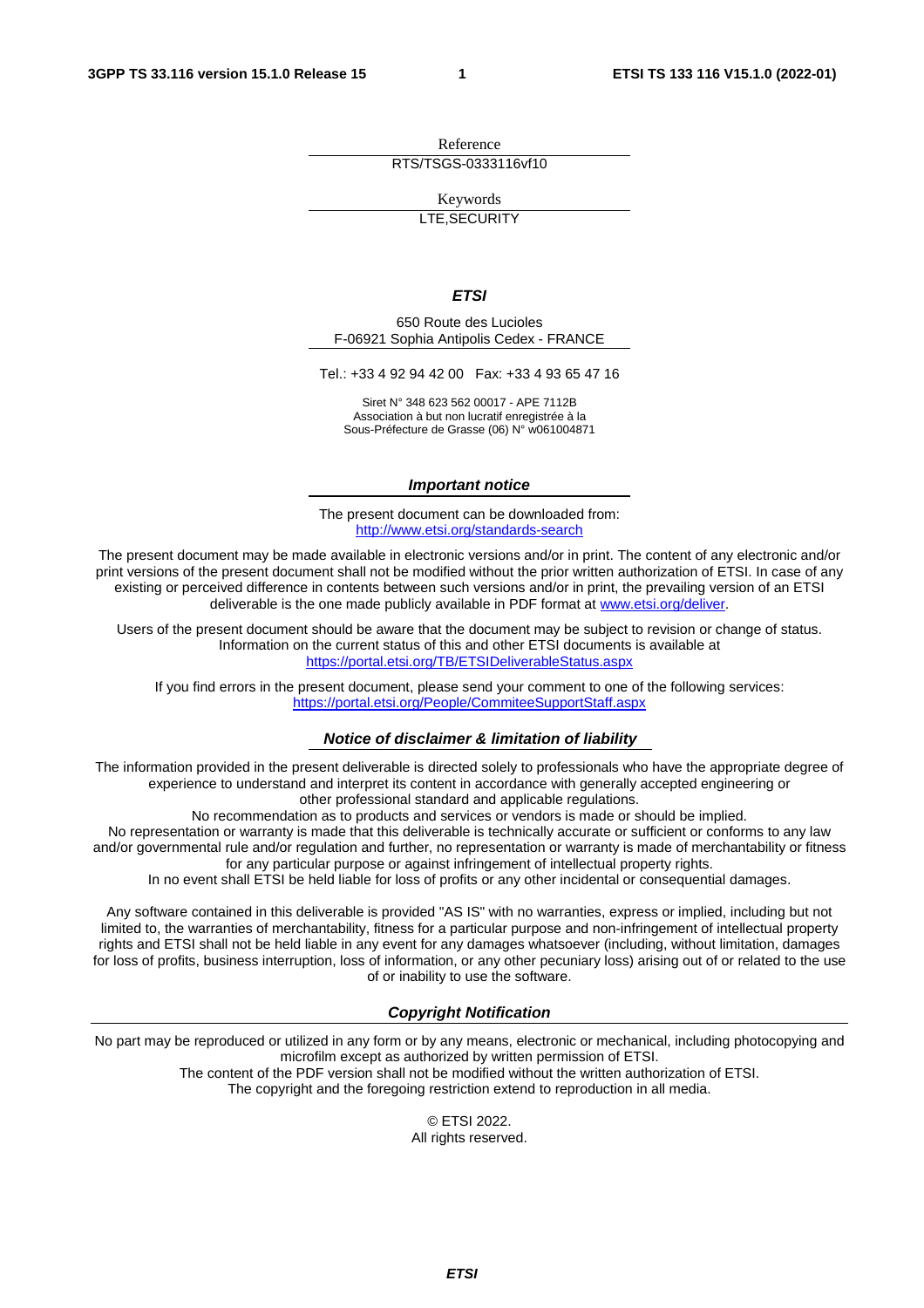Reference

RTS/TSGS-0333116vf10

Keywords

LTE,SECURITY

***ETSI***

650 Route des Lucioles
F-06921 Sophia Antipolis Cedex - FRANCE

Tel.: +33 4 92 94 42 00   Fax: +33 4 93 65 47 16

Siret N° 348 623 562 00017 - APE 7112B
Association à but non lucratif enregistrée à la
Sous-Préfecture de Grasse (06) N° w061004871

***Important notice***

The present document can be downloaded from:
http://www.etsi.org/standards-search

The present document may be made available in electronic versions and/or in print. The content of any electronic and/or print versions of the present document shall not be modified without the prior written authorization of ETSI. In case of any existing or perceived difference in contents between such versions and/or in print, the prevailing version of an ETSI deliverable is the one made publicly available in PDF format at www.etsi.org/deliver.

Users of the present document should be aware that the document may be subject to revision or change of status. Information on the current status of this and other ETSI documents is available at
https://portal.etsi.org/TB/ETSIDeliverableStatus.aspx

If you find errors in the present document, please send your comment to one of the following services:
https://portal.etsi.org/People/CommiteeSupportStaff.aspx

***Notice of disclaimer & limitation of liability***

The information provided in the present deliverable is directed solely to professionals who have the appropriate degree of experience to understand and interpret its content in accordance with generally accepted engineering or other professional standard and applicable regulations.
No recommendation as to products and services or vendors is made or should be implied.
No representation or warranty is made that this deliverable is technically accurate or sufficient or conforms to any law and/or governmental rule and/or regulation and further, no representation or warranty is made of merchantability or fitness for any particular purpose or against infringement of intellectual property rights.
In no event shall ETSI be held liable for loss of profits or any other incidental or consequential damages.

Any software contained in this deliverable is provided "AS IS" with no warranties, express or implied, including but not limited to, the warranties of merchantability, fitness for a particular purpose and non-infringement of intellectual property rights and ETSI shall not be held liable in any event for any damages whatsoever (including, without limitation, damages for loss of profits, business interruption, loss of information, or any other pecuniary loss) arising out of or related to the use of or inability to use the software.

***Copyright Notification***

No part may be reproduced or utilized in any form or by any means, electronic or mechanical, including photocopying and microfilm except as authorized by written permission of ETSI.
The content of the PDF version shall not be modified without the written authorization of ETSI.
The copyright and the foregoing restriction extend to reproduction in all media.

© ETSI 2022.
All rights reserved.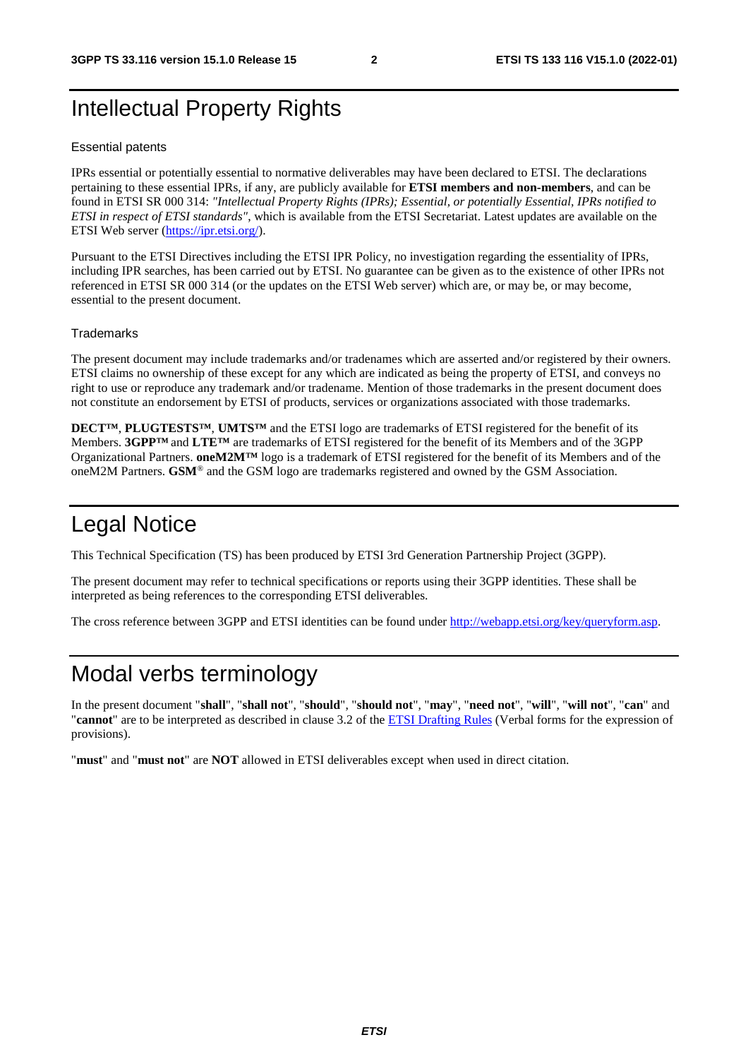# Intellectual Property Rights

### Essential patents

IPRs essential or potentially essential to normative deliverables may have been declared to ETSI. The declarations pertaining to these essential IPRs, if any, are publicly available for **ETSI members and non-members**, and can be found in ETSI SR 000 314: *"Intellectual Property Rights (IPRs); Essential, or potentially Essential, IPRs notified to ETSI in respect of ETSI standards"*, which is available from the ETSI Secretariat. Latest updates are available on the ETSI Web server (https://ipr.etsi.org/).

Pursuant to the ETSI Directives including the ETSI IPR Policy, no investigation regarding the essentiality of IPRs, including IPR searches, has been carried out by ETSI. No guarantee can be given as to the existence of other IPRs not referenced in ETSI SR 000 314 (or the updates on the ETSI Web server) which are, or may be, or may become, essential to the present document.

### Trademarks

The present document may include trademarks and/or tradenames which are asserted and/or registered by their owners. ETSI claims no ownership of these except for any which are indicated as being the property of ETSI, and conveys no right to use or reproduce any trademark and/or tradename. Mention of those trademarks in the present document does not constitute an endorsement by ETSI of products, services or organizations associated with those trademarks.

**DECT™**, **PLUGTESTS™**, **UMTS™** and the ETSI logo are trademarks of ETSI registered for the benefit of its Members. **3GPP™** and **LTE™** are trademarks of ETSI registered for the benefit of its Members and of the 3GPP Organizational Partners. **oneM2M™** logo is a trademark of ETSI registered for the benefit of its Members and of the oneM2M Partners. **GSM**® and the GSM logo are trademarks registered and owned by the GSM Association.

# Legal Notice

This Technical Specification (TS) has been produced by ETSI 3rd Generation Partnership Project (3GPP).

The present document may refer to technical specifications or reports using their 3GPP identities. These shall be interpreted as being references to the corresponding ETSI deliverables.

The cross reference between 3GPP and ETSI identities can be found under http://webapp.etsi.org/key/queryform.asp.

# Modal verbs terminology

In the present document "**shall**", "**shall not**", "**should**", "**should not**", "**may**", "**need not**", "**will**", "**will not**", "**can**" and "**cannot**" are to be interpreted as described in clause 3.2 of the ETSI Drafting Rules (Verbal forms for the expression of provisions).

"**must**" and "**must not**" are **NOT** allowed in ETSI deliverables except when used in direct citation.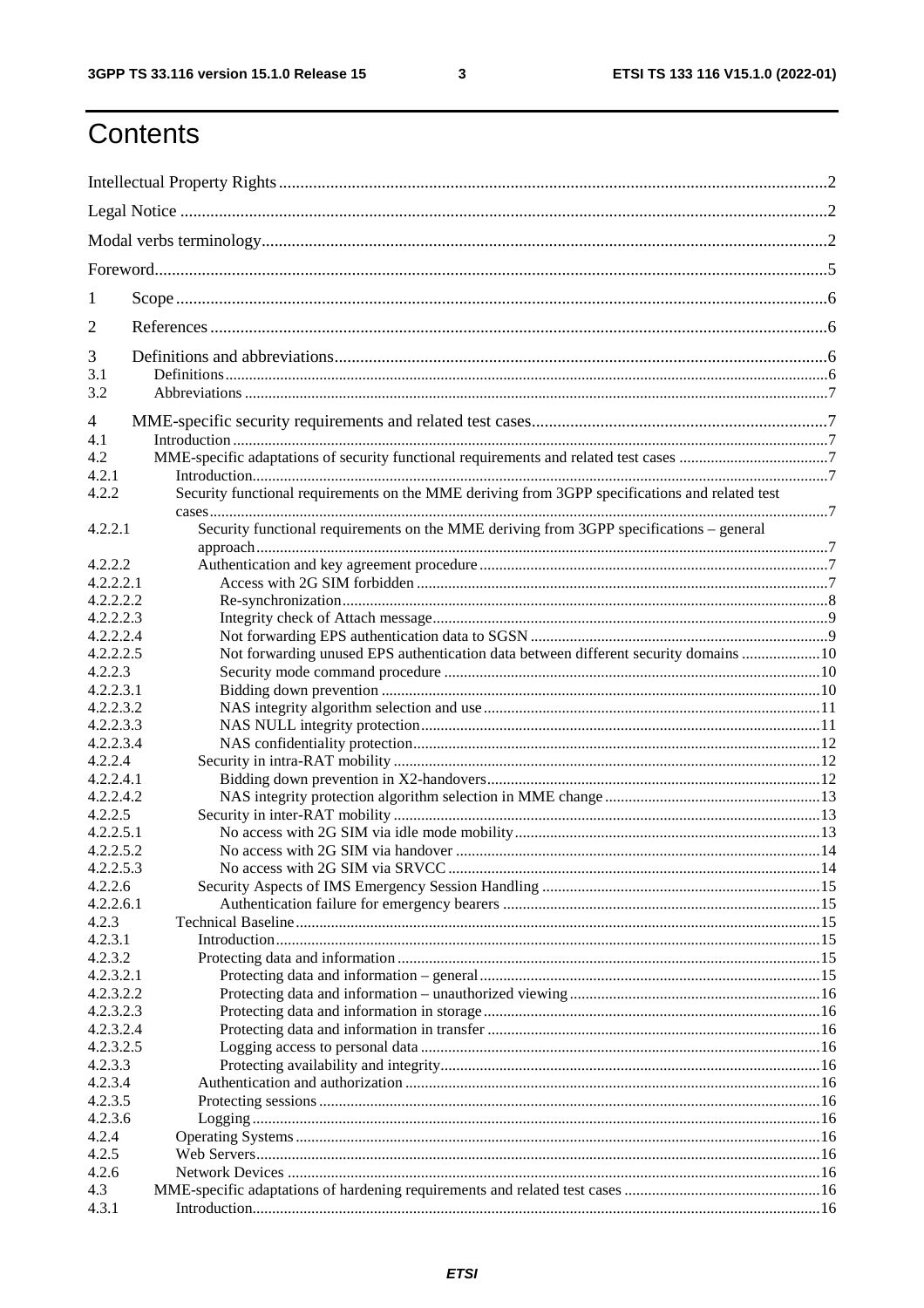# Contents

Intellectual Property Rights ..... 2

Legal Notice ..... 2

Modal verbs terminology ..... 2

Foreword ..... 5

1 Scope ..... 6

2 References ..... 6

3 Definitions and abbreviations ..... 6
- 3.1 Definitions ..... 6
- 3.2 Abbreviations ..... 7

4 MME-specific security requirements and related test cases ..... 7
- 4.1 Introduction ..... 7
- 4.2 MME-specific adaptations of security functional requirements and related test cases ..... 7
- 4.2.1 Introduction ..... 7
- 4.2.2 Security functional requirements on the MME deriving from 3GPP specifications and related test cases ..... 7
- 4.2.2.1 Security functional requirements on the MME deriving from 3GPP specifications – general approach ..... 7
- 4.2.2.2 Authentication and key agreement procedure ..... 7
- 4.2.2.2.1 Access with 2G SIM forbidden ..... 7
- 4.2.2.2.2 Re-synchronization ..... 8
- 4.2.2.2.3 Integrity check of Attach message ..... 9
- 4.2.2.2.4 Not forwarding EPS authentication data to SGSN ..... 9
- 4.2.2.2.5 Not forwarding unused EPS authentication data between different security domains ..... 10
- 4.2.2.3 Security mode command procedure ..... 10
- 4.2.2.3.1 Bidding down prevention ..... 10
- 4.2.2.3.2 NAS integrity algorithm selection and use ..... 11
- 4.2.2.3.3 NAS NULL integrity protection ..... 11
- 4.2.2.3.4 NAS confidentiality protection ..... 12
- 4.2.2.4 Security in intra-RAT mobility ..... 12
- 4.2.2.4.1 Bidding down prevention in X2-handovers ..... 12
- 4.2.2.4.2 NAS integrity protection algorithm selection in MME change ..... 13
- 4.2.2.5 Security in inter-RAT mobility ..... 13
- 4.2.2.5.1 No access with 2G SIM via idle mode mobility ..... 13
- 4.2.2.5.2 No access with 2G SIM via handover ..... 14
- 4.2.2.5.3 No access with 2G SIM via SRVCC ..... 14
- 4.2.2.6 Security Aspects of IMS Emergency Session Handling ..... 15
- 4.2.2.6.1 Authentication failure for emergency bearers ..... 15
- 4.2.3 Technical Baseline ..... 15
- 4.2.3.1 Introduction ..... 15
- 4.2.3.2 Protecting data and information ..... 15
- 4.2.3.2.1 Protecting data and information – general ..... 15
- 4.2.3.2.2 Protecting data and information – unauthorized viewing ..... 16
- 4.2.3.2.3 Protecting data and information in storage ..... 16
- 4.2.3.2.4 Protecting data and information in transfer ..... 16
- 4.2.3.2.5 Logging access to personal data ..... 16
- 4.2.3.3 Protecting availability and integrity ..... 16
- 4.2.3.4 Authentication and authorization ..... 16
- 4.2.3.5 Protecting sessions ..... 16
- 4.2.3.6 Logging ..... 16
- 4.2.4 Operating Systems ..... 16
- 4.2.5 Web Servers ..... 16
- 4.2.6 Network Devices ..... 16
- 4.3 MME-specific adaptations of hardening requirements and related test cases ..... 16
- 4.3.1 Introduction ..... 16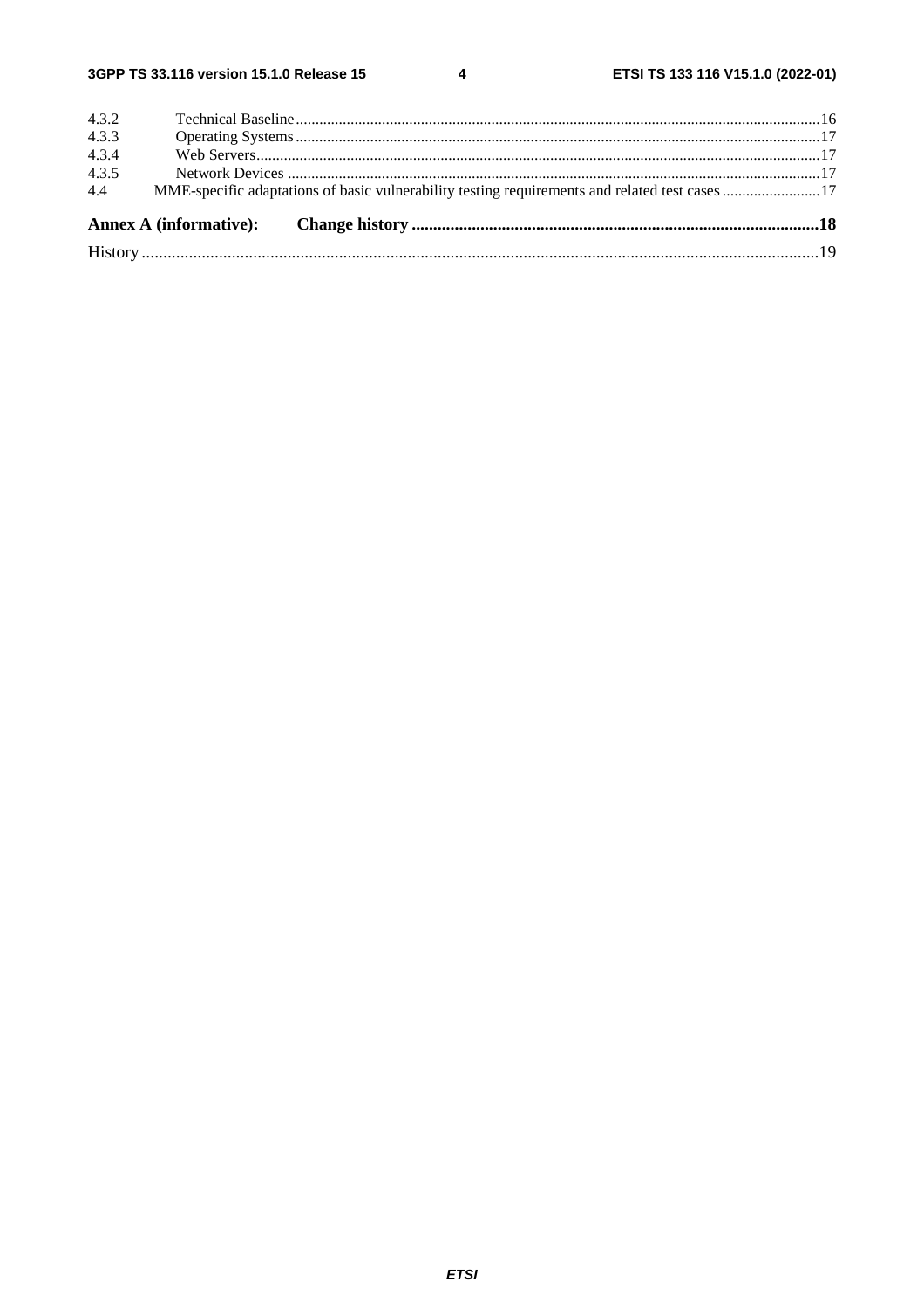4.3.2 Technical Baseline ..... 16
4.3.3 Operating Systems ..... 17
4.3.4 Web Servers ..... 17
4.3.5 Network Devices ..... 17
4.4 MME-specific adaptations of basic vulnerability testing requirements and related test cases ..... 17

**Annex A (informative): Change history ..... 18**

History ..... 19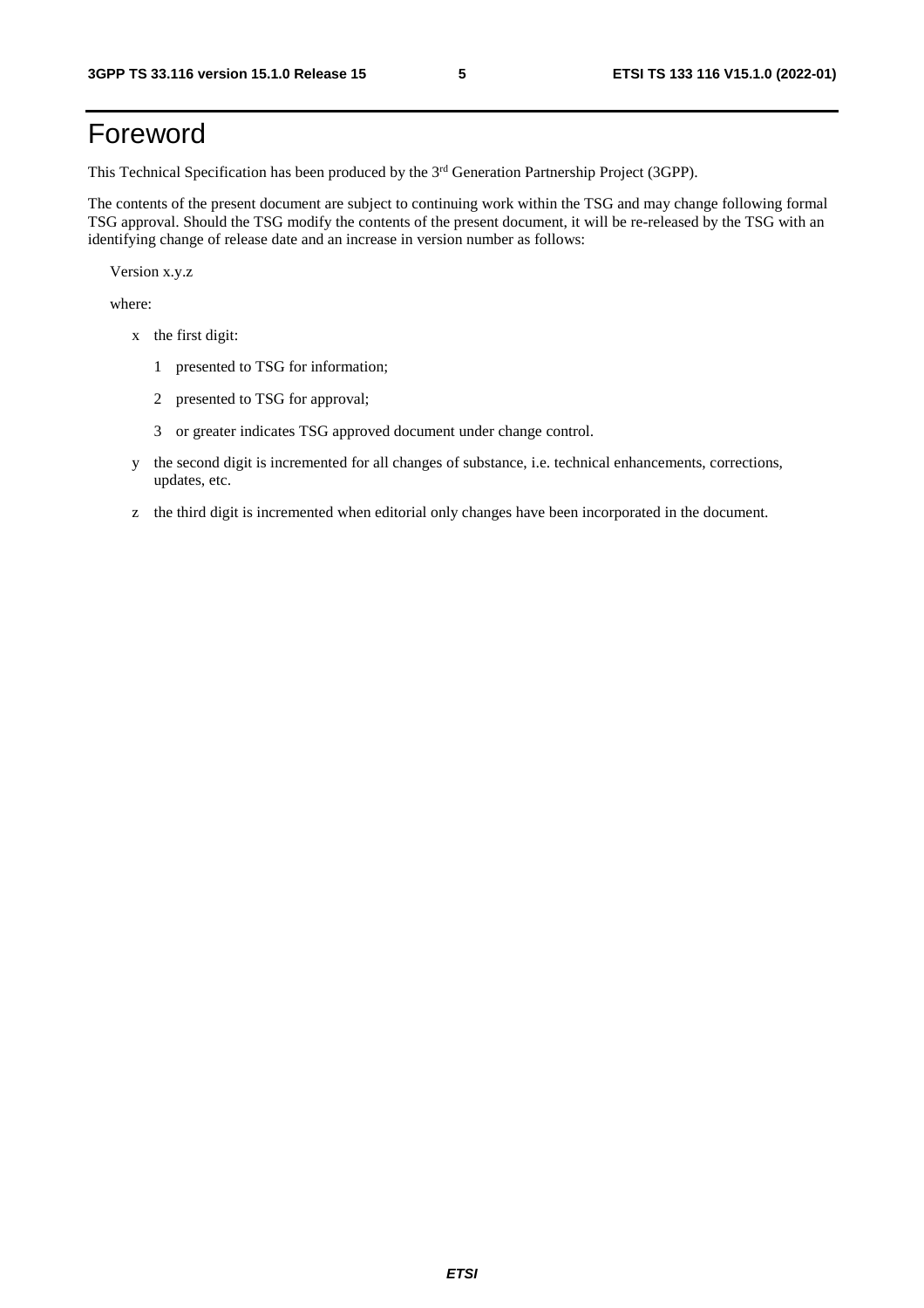# Foreword

This Technical Specification has been produced by the 3rd Generation Partnership Project (3GPP).

The contents of the present document are subject to continuing work within the TSG and may change following formal TSG approval. Should the TSG modify the contents of the present document, it will be re-released by the TSG with an identifying change of release date and an increase in version number as follows:

Version x.y.z

where:

- x the first digit:
  - 1 presented to TSG for information;
  - 2 presented to TSG for approval;
  - 3 or greater indicates TSG approved document under change control.
- y the second digit is incremented for all changes of substance, i.e. technical enhancements, corrections, updates, etc.
- z the third digit is incremented when editorial only changes have been incorporated in the document.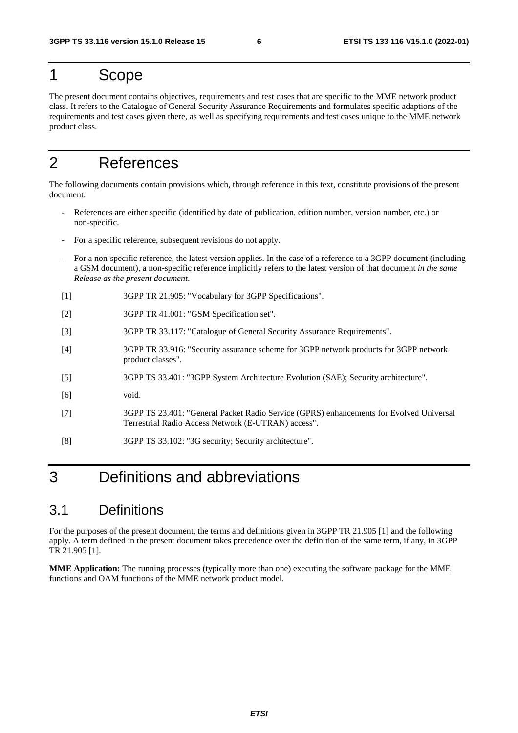# 1 Scope

The present document contains objectives, requirements and test cases that are specific to the MME network product class. It refers to the Catalogue of General Security Assurance Requirements and formulates specific adaptions of the requirements and test cases given there, as well as specifying requirements and test cases unique to the MME network product class.

# 2 References

The following documents contain provisions which, through reference in this text, constitute provisions of the present document.

- References are either specific (identified by date of publication, edition number, version number, etc.) or non-specific.
- For a specific reference, subsequent revisions do not apply.
- For a non-specific reference, the latest version applies. In the case of a reference to a 3GPP document (including a GSM document), a non-specific reference implicitly refers to the latest version of that document *in the same Release as the present document*.

[1] 3GPP TR 21.905: "Vocabulary for 3GPP Specifications".

[2] 3GPP TR 41.001: "GSM Specification set".

[3] 3GPP TR 33.117: "Catalogue of General Security Assurance Requirements".

[4] 3GPP TR 33.916: "Security assurance scheme for 3GPP network products for 3GPP network product classes".

[5] 3GPP TS 33.401: "3GPP System Architecture Evolution (SAE); Security architecture".

[6] void.

[7] 3GPP TS 23.401: "General Packet Radio Service (GPRS) enhancements for Evolved Universal Terrestrial Radio Access Network (E-UTRAN) access".

[8] 3GPP TS 33.102: "3G security; Security architecture".

# 3 Definitions and abbreviations

## 3.1 Definitions

For the purposes of the present document, the terms and definitions given in 3GPP TR 21.905 [1] and the following apply. A term defined in the present document takes precedence over the definition of the same term, if any, in 3GPP TR 21.905 [1].

**MME Application:** The running processes (typically more than one) executing the software package for the MME functions and OAM functions of the MME network product model.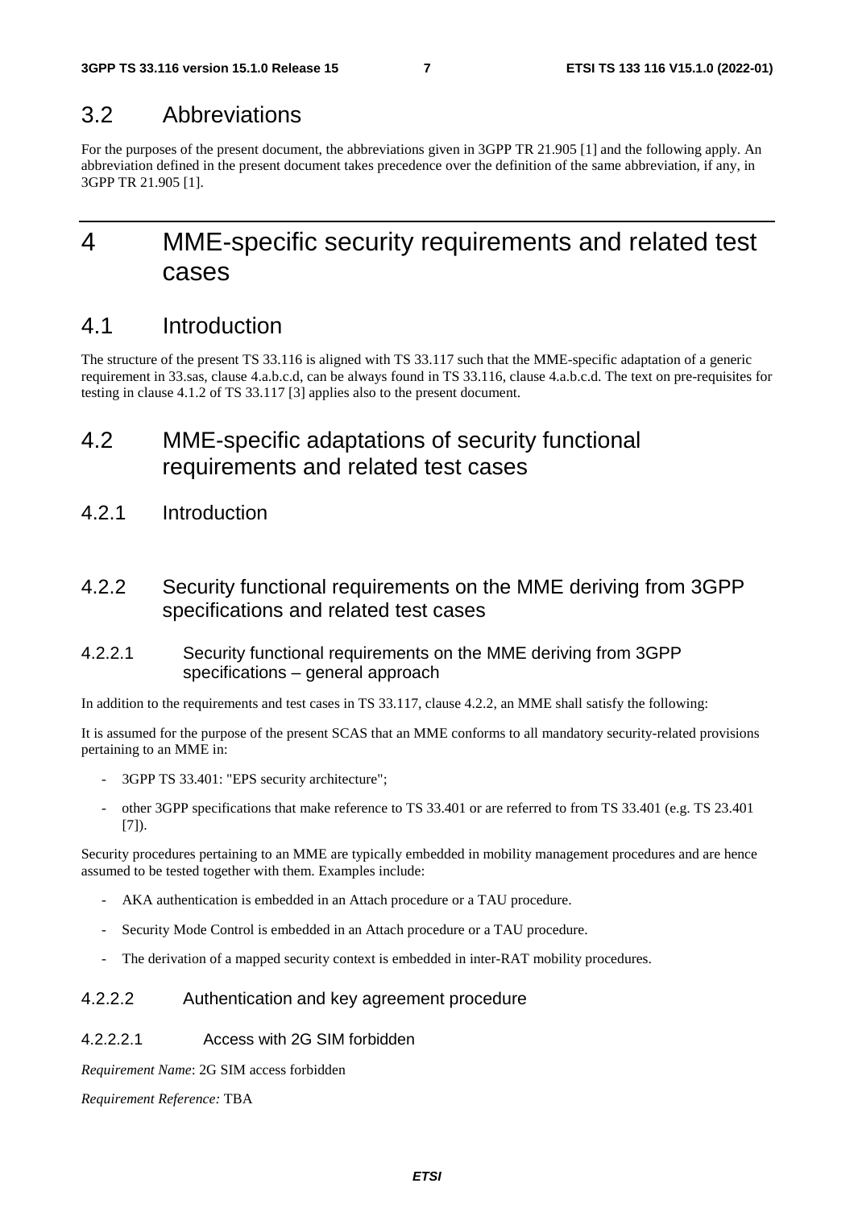## 3.2 Abbreviations

For the purposes of the present document, the abbreviations given in 3GPP TR 21.905 [1] and the following apply. An abbreviation defined in the present document takes precedence over the definition of the same abbreviation, if any, in 3GPP TR 21.905 [1].

# 4 MME-specific security requirements and related test cases

## 4.1 Introduction

The structure of the present TS 33.116 is aligned with TS 33.117 such that the MME-specific adaptation of a generic requirement in 33.sas, clause 4.a.b.c.d, can be always found in TS 33.116, clause 4.a.b.c.d. The text on pre-requisites for testing in clause 4.1.2 of TS 33.117 [3] applies also to the present document.

## 4.2 MME-specific adaptations of security functional requirements and related test cases

### 4.2.1 Introduction

### 4.2.2 Security functional requirements on the MME deriving from 3GPP specifications and related test cases

#### 4.2.2.1 Security functional requirements on the MME deriving from 3GPP specifications – general approach

In addition to the requirements and test cases in TS 33.117, clause 4.2.2, an MME shall satisfy the following:

It is assumed for the purpose of the present SCAS that an MME conforms to all mandatory security-related provisions pertaining to an MME in:

- 3GPP TS 33.401: "EPS security architecture";
- other 3GPP specifications that make reference to TS 33.401 or are referred to from TS 33.401 (e.g. TS 23.401 [7]).

Security procedures pertaining to an MME are typically embedded in mobility management procedures and are hence assumed to be tested together with them. Examples include:

- AKA authentication is embedded in an Attach procedure or a TAU procedure.
- Security Mode Control is embedded in an Attach procedure or a TAU procedure.
- The derivation of a mapped security context is embedded in inter-RAT mobility procedures.

#### 4.2.2.2 Authentication and key agreement procedure

##### 4.2.2.2.1 Access with 2G SIM forbidden

*Requirement Name*: 2G SIM access forbidden

*Requirement Reference:* TBA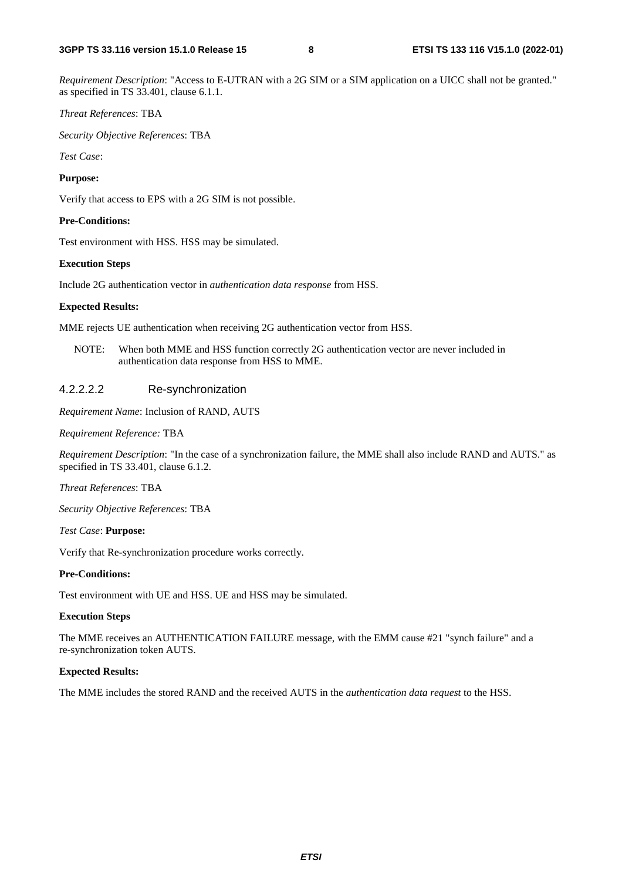*Requirement Description*: "Access to E-UTRAN with a 2G SIM or a SIM application on a UICC shall not be granted." as specified in TS 33.401, clause 6.1.1.

*Threat References*: TBA

*Security Objective References*: TBA

*Test Case*:

**Purpose:**

Verify that access to EPS with a 2G SIM is not possible.

**Pre-Conditions:**

Test environment with HSS. HSS may be simulated.

**Execution Steps**

Include 2G authentication vector in *authentication data response* from HSS.

**Expected Results:**

MME rejects UE authentication when receiving 2G authentication vector from HSS.

NOTE: When both MME and HSS function correctly 2G authentication vector are never included in authentication data response from HSS to MME.

#### 4.2.2.2.2 Re-synchronization

*Requirement Name*: Inclusion of RAND, AUTS

*Requirement Reference:* TBA

*Requirement Description*: "In the case of a synchronization failure, the MME shall also include RAND and AUTS." as specified in TS 33.401, clause 6.1.2.

*Threat References*: TBA

*Security Objective References*: TBA

*Test Case*: **Purpose:**

Verify that Re-synchronization procedure works correctly.

**Pre-Conditions:**

Test environment with UE and HSS. UE and HSS may be simulated.

**Execution Steps**

The MME receives an AUTHENTICATION FAILURE message, with the EMM cause #21 "synch failure" and a re-synchronization token AUTS.

**Expected Results:**

The MME includes the stored RAND and the received AUTS in the *authentication data request* to the HSS.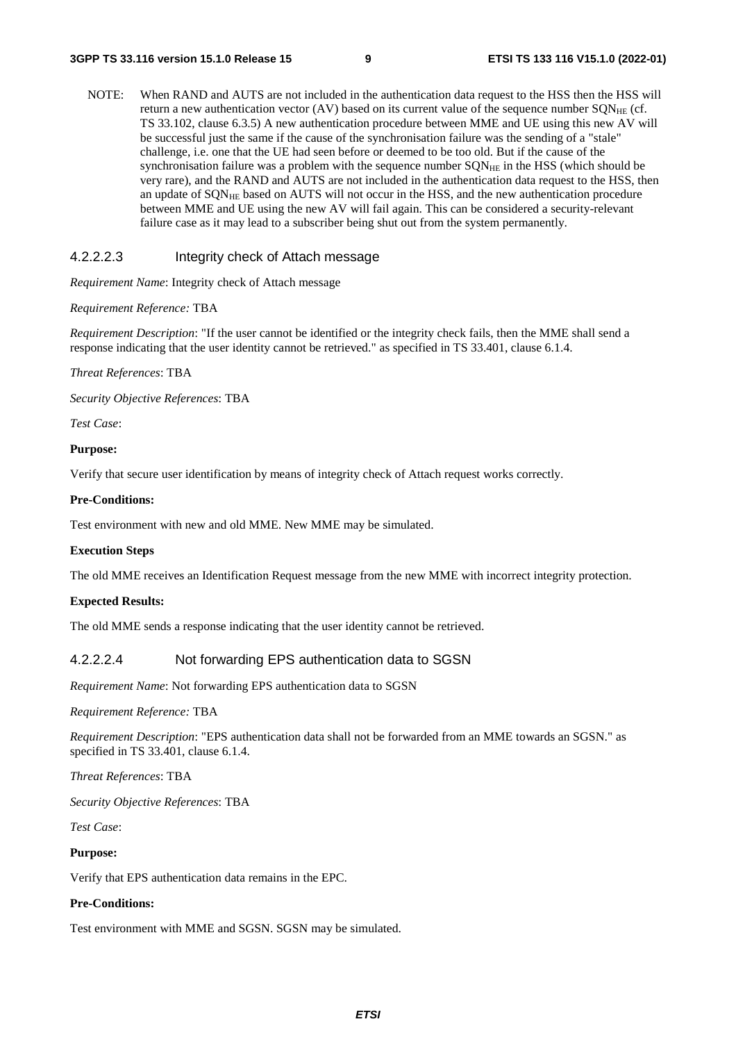NOTE: When RAND and AUTS are not included in the authentication data request to the HSS then the HSS will return a new authentication vector (AV) based on its current value of the sequence number $SQN_{HE}$ (cf. TS 33.102, clause 6.3.5) A new authentication procedure between MME and UE using this new AV will be successful just the same if the cause of the synchronisation failure was the sending of a "stale" challenge, i.e. one that the UE had seen before or deemed to be too old. But if the cause of the synchronisation failure was a problem with the sequence number $SQN_{HE}$ in the HSS (which should be very rare), and the RAND and AUTS are not included in the authentication data request to the HSS, then an update of $SQN_{HE}$ based on AUTS will not occur in the HSS, and the new authentication procedure between MME and UE using the new AV will fail again. This can be considered a security-relevant failure case as it may lead to a subscriber being shut out from the system permanently.

#### 4.2.2.2.3 Integrity check of Attach message

*Requirement Name*: Integrity check of Attach message

*Requirement Reference:* TBA

*Requirement Description*: "If the user cannot be identified or the integrity check fails, then the MME shall send a response indicating that the user identity cannot be retrieved." as specified in TS 33.401, clause 6.1.4.

*Threat References*: TBA

*Security Objective References*: TBA

*Test Case*:

**Purpose:**

Verify that secure user identification by means of integrity check of Attach request works correctly.

**Pre-Conditions:**

Test environment with new and old MME. New MME may be simulated.

**Execution Steps**

The old MME receives an Identification Request message from the new MME with incorrect integrity protection.

**Expected Results:**

The old MME sends a response indicating that the user identity cannot be retrieved.

#### 4.2.2.2.4 Not forwarding EPS authentication data to SGSN

*Requirement Name*: Not forwarding EPS authentication data to SGSN

*Requirement Reference:* TBA

*Requirement Description*: "EPS authentication data shall not be forwarded from an MME towards an SGSN." as specified in TS 33.401, clause 6.1.4.

*Threat References*: TBA

*Security Objective References*: TBA

*Test Case*:

**Purpose:**

Verify that EPS authentication data remains in the EPC.

**Pre-Conditions:**

Test environment with MME and SGSN. SGSN may be simulated.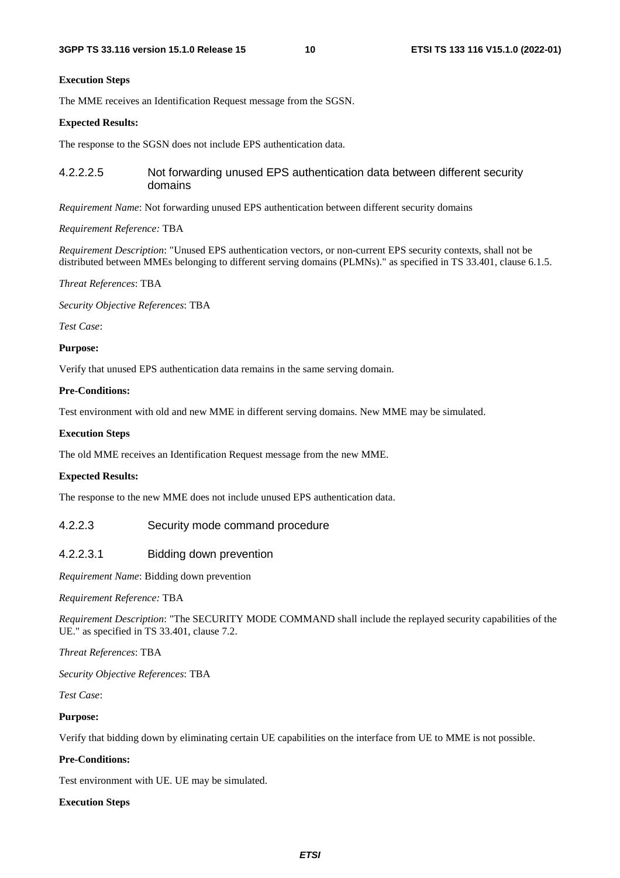**Execution Steps**

The MME receives an Identification Request message from the SGSN.

**Expected Results:**

The response to the SGSN does not include EPS authentication data.

##### 4.2.2.2.5 Not forwarding unused EPS authentication data between different security domains

*Requirement Name*: Not forwarding unused EPS authentication between different security domains

*Requirement Reference:* TBA

*Requirement Description*: "Unused EPS authentication vectors, or non-current EPS security contexts, shall not be distributed between MMEs belonging to different serving domains (PLMNs)." as specified in TS 33.401, clause 6.1.5.

*Threat References*: TBA

*Security Objective References*: TBA

*Test Case*:

**Purpose:**

Verify that unused EPS authentication data remains in the same serving domain.

**Pre-Conditions:**

Test environment with old and new MME in different serving domains. New MME may be simulated.

**Execution Steps**

The old MME receives an Identification Request message from the new MME.

**Expected Results:**

The response to the new MME does not include unused EPS authentication data.

#### 4.2.2.3 Security mode command procedure

##### 4.2.2.3.1 Bidding down prevention

*Requirement Name*: Bidding down prevention

*Requirement Reference:* TBA

*Requirement Description*: "The SECURITY MODE COMMAND shall include the replayed security capabilities of the UE." as specified in TS 33.401, clause 7.2.

*Threat References*: TBA

*Security Objective References*: TBA

*Test Case*:

**Purpose:**

Verify that bidding down by eliminating certain UE capabilities on the interface from UE to MME is not possible.

**Pre-Conditions:**

Test environment with UE. UE may be simulated.

**Execution Steps**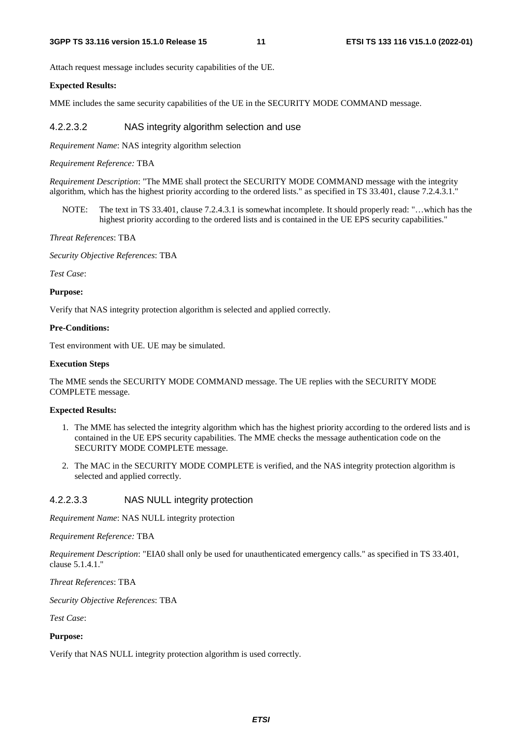Attach request message includes security capabilities of the UE.

**Expected Results:**

MME includes the same security capabilities of the UE in the SECURITY MODE COMMAND message.

#### 4.2.2.3.2 NAS integrity algorithm selection and use

*Requirement Name*: NAS integrity algorithm selection

*Requirement Reference:* TBA

*Requirement Description*: "The MME shall protect the SECURITY MODE COMMAND message with the integrity algorithm, which has the highest priority according to the ordered lists." as specified in TS 33.401, clause 7.2.4.3.1."

NOTE: The text in TS 33.401, clause 7.2.4.3.1 is somewhat incomplete. It should properly read: "…which has the highest priority according to the ordered lists and is contained in the UE EPS security capabilities."

*Threat References*: TBA

*Security Objective References*: TBA

*Test Case*:

**Purpose:**

Verify that NAS integrity protection algorithm is selected and applied correctly.

**Pre-Conditions:**

Test environment with UE. UE may be simulated.

**Execution Steps**

The MME sends the SECURITY MODE COMMAND message. The UE replies with the SECURITY MODE COMPLETE message.

**Expected Results:**

1. The MME has selected the integrity algorithm which has the highest priority according to the ordered lists and is contained in the UE EPS security capabilities. The MME checks the message authentication code on the SECURITY MODE COMPLETE message.
2. The MAC in the SECURITY MODE COMPLETE is verified, and the NAS integrity protection algorithm is selected and applied correctly.

#### 4.2.2.3.3 NAS NULL integrity protection

*Requirement Name*: NAS NULL integrity protection

*Requirement Reference:* TBA

*Requirement Description*: "EIA0 shall only be used for unauthenticated emergency calls." as specified in TS 33.401, clause 5.1.4.1."

*Threat References*: TBA

*Security Objective References*: TBA

*Test Case*:

**Purpose:**

Verify that NAS NULL integrity protection algorithm is used correctly.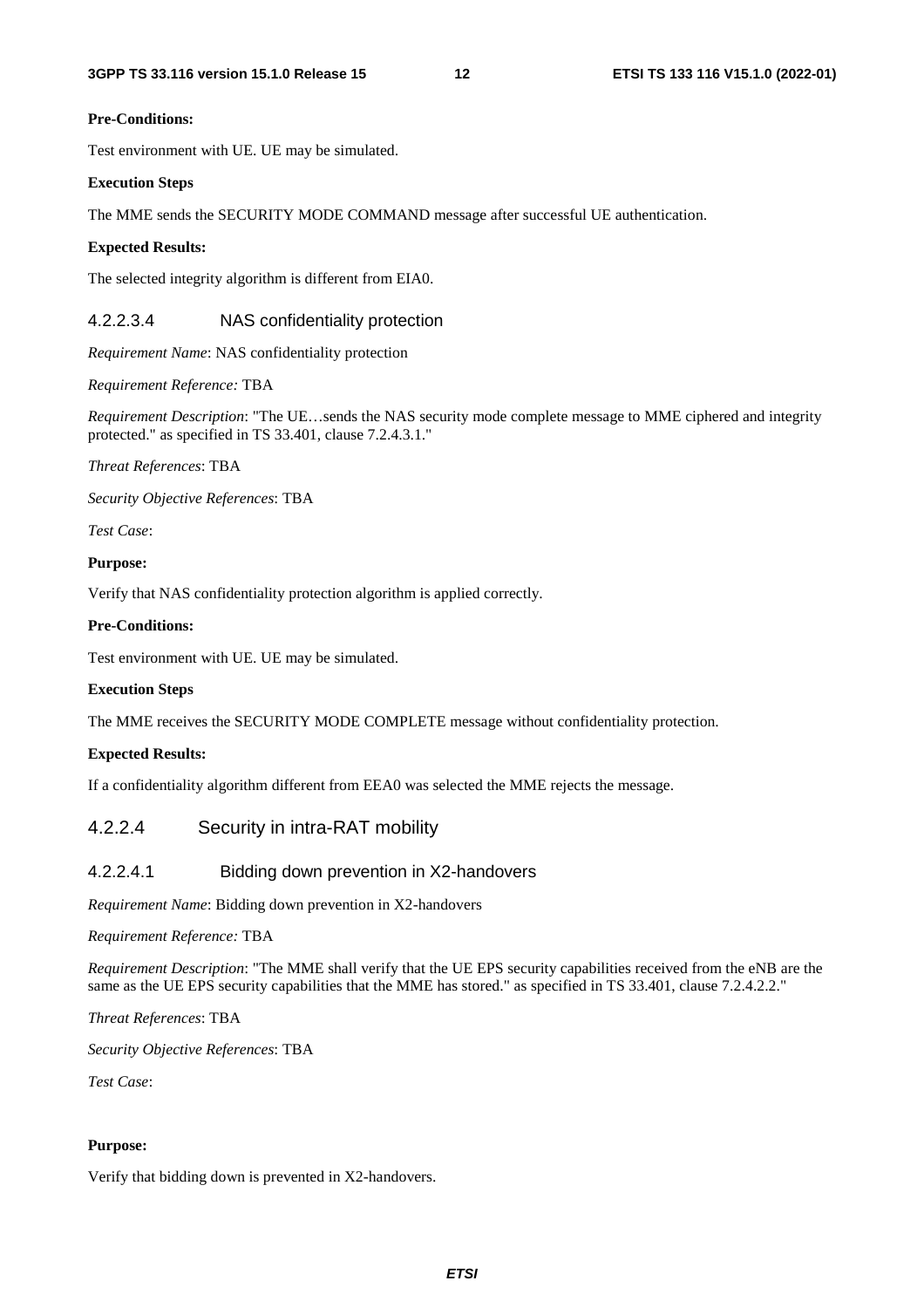**Pre-Conditions:**

Test environment with UE. UE may be simulated.

**Execution Steps**

The MME sends the SECURITY MODE COMMAND message after successful UE authentication.

**Expected Results:**

The selected integrity algorithm is different from EIA0.

#### 4.2.2.3.4 NAS confidentiality protection

*Requirement Name*: NAS confidentiality protection

*Requirement Reference:* TBA

*Requirement Description*: "The UE…sends the NAS security mode complete message to MME ciphered and integrity protected." as specified in TS 33.401, clause 7.2.4.3.1."

*Threat References*: TBA

*Security Objective References*: TBA

*Test Case*:

**Purpose:**

Verify that NAS confidentiality protection algorithm is applied correctly.

**Pre-Conditions:**

Test environment with UE. UE may be simulated.

**Execution Steps**

The MME receives the SECURITY MODE COMPLETE message without confidentiality protection.

**Expected Results:**

If a confidentiality algorithm different from EEA0 was selected the MME rejects the message.

### 4.2.2.4 Security in intra-RAT mobility

#### 4.2.2.4.1 Bidding down prevention in X2-handovers

*Requirement Name*: Bidding down prevention in X2-handovers

*Requirement Reference:* TBA

*Requirement Description*: "The MME shall verify that the UE EPS security capabilities received from the eNB are the same as the UE EPS security capabilities that the MME has stored." as specified in TS 33.401, clause 7.2.4.2.2."

*Threat References*: TBA

*Security Objective References*: TBA

*Test Case*:

**Purpose:**

Verify that bidding down is prevented in X2-handovers.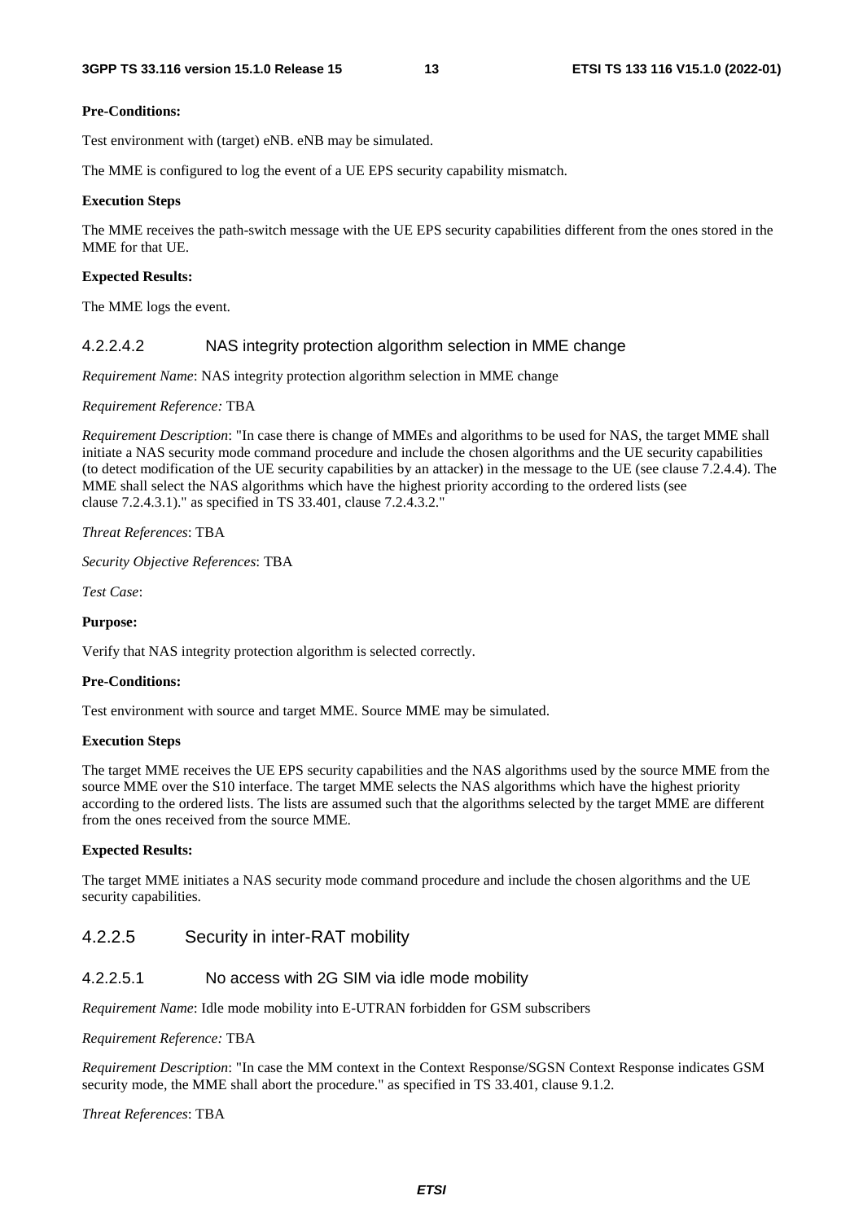**Pre-Conditions:**

Test environment with (target) eNB. eNB may be simulated.

The MME is configured to log the event of a UE EPS security capability mismatch.

**Execution Steps**

The MME receives the path-switch message with the UE EPS security capabilities different from the ones stored in the MME for that UE.

**Expected Results:**

The MME logs the event.

#### 4.2.2.4.2 NAS integrity protection algorithm selection in MME change

*Requirement Name*: NAS integrity protection algorithm selection in MME change

*Requirement Reference:* TBA

*Requirement Description*: "In case there is change of MMEs and algorithms to be used for NAS, the target MME shall initiate a NAS security mode command procedure and include the chosen algorithms and the UE security capabilities (to detect modification of the UE security capabilities by an attacker) in the message to the UE (see clause 7.2.4.4). The MME shall select the NAS algorithms which have the highest priority according to the ordered lists (see clause 7.2.4.3.1)." as specified in TS 33.401, clause 7.2.4.3.2."

*Threat References*: TBA

*Security Objective References*: TBA

*Test Case*:

**Purpose:**

Verify that NAS integrity protection algorithm is selected correctly.

**Pre-Conditions:**

Test environment with source and target MME. Source MME may be simulated.

**Execution Steps**

The target MME receives the UE EPS security capabilities and the NAS algorithms used by the source MME from the source MME over the S10 interface. The target MME selects the NAS algorithms which have the highest priority according to the ordered lists. The lists are assumed such that the algorithms selected by the target MME are different from the ones received from the source MME.

**Expected Results:**

The target MME initiates a NAS security mode command procedure and include the chosen algorithms and the UE security capabilities.

### 4.2.2.5 Security in inter-RAT mobility

#### 4.2.2.5.1 No access with 2G SIM via idle mode mobility

*Requirement Name*: Idle mode mobility into E-UTRAN forbidden for GSM subscribers

*Requirement Reference:* TBA

*Requirement Description*: "In case the MM context in the Context Response/SGSN Context Response indicates GSM security mode, the MME shall abort the procedure." as specified in TS 33.401, clause 9.1.2.

*Threat References*: TBA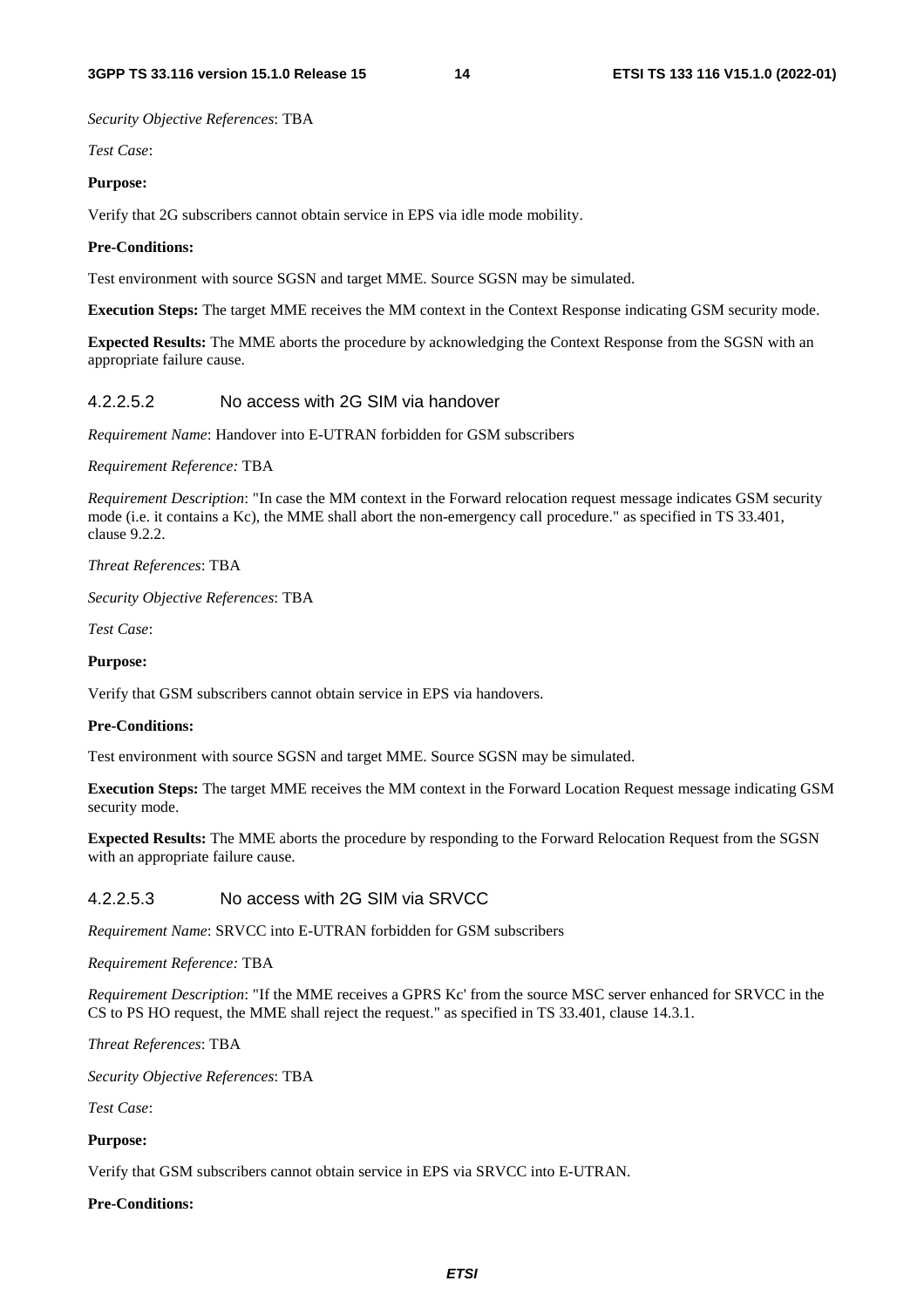*Security Objective References*: TBA

*Test Case*:

**Purpose:**

Verify that 2G subscribers cannot obtain service in EPS via idle mode mobility.

**Pre-Conditions:**

Test environment with source SGSN and target MME. Source SGSN may be simulated.

**Execution Steps:** The target MME receives the MM context in the Context Response indicating GSM security mode.

**Expected Results:** The MME aborts the procedure by acknowledging the Context Response from the SGSN with an appropriate failure cause.

#### 4.2.2.5.2 No access with 2G SIM via handover

*Requirement Name*: Handover into E-UTRAN forbidden for GSM subscribers

*Requirement Reference:* TBA

*Requirement Description*: "In case the MM context in the Forward relocation request message indicates GSM security mode (i.e. it contains a Kc), the MME shall abort the non-emergency call procedure." as specified in TS 33.401, clause 9.2.2.

*Threat References*: TBA

*Security Objective References*: TBA

*Test Case*:

**Purpose:**

Verify that GSM subscribers cannot obtain service in EPS via handovers.

**Pre-Conditions:**

Test environment with source SGSN and target MME. Source SGSN may be simulated.

**Execution Steps:** The target MME receives the MM context in the Forward Location Request message indicating GSM security mode.

**Expected Results:** The MME aborts the procedure by responding to the Forward Relocation Request from the SGSN with an appropriate failure cause.

#### 4.2.2.5.3 No access with 2G SIM via SRVCC

*Requirement Name*: SRVCC into E-UTRAN forbidden for GSM subscribers

*Requirement Reference:* TBA

*Requirement Description*: "If the MME receives a GPRS Kc' from the source MSC server enhanced for SRVCC in the CS to PS HO request, the MME shall reject the request." as specified in TS 33.401, clause 14.3.1.

*Threat References*: TBA

*Security Objective References*: TBA

*Test Case*:

**Purpose:**

Verify that GSM subscribers cannot obtain service in EPS via SRVCC into E-UTRAN.

**Pre-Conditions:**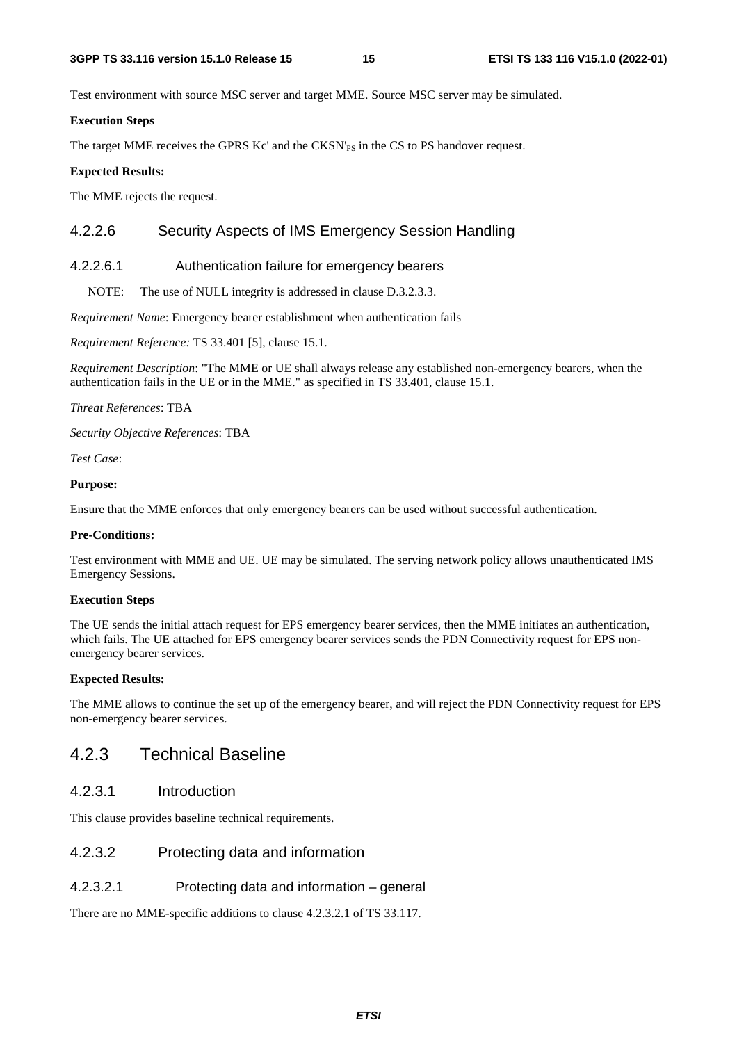Test environment with source MSC server and target MME. Source MSC server may be simulated.

**Execution Steps**

The target MME receives the GPRS Kc' and the CKSN'$_{PS}$ in the CS to PS handover request.

**Expected Results:**

The MME rejects the request.

### 4.2.2.6 Security Aspects of IMS Emergency Session Handling

#### 4.2.2.6.1 Authentication failure for emergency bearers

NOTE: The use of NULL integrity is addressed in clause D.3.2.3.3.

*Requirement Name*: Emergency bearer establishment when authentication fails

*Requirement Reference:* TS 33.401 [5], clause 15.1.

*Requirement Description*: "The MME or UE shall always release any established non-emergency bearers, when the authentication fails in the UE or in the MME." as specified in TS 33.401, clause 15.1.

*Threat References*: TBA

*Security Objective References*: TBA

*Test Case*:

**Purpose:**

Ensure that the MME enforces that only emergency bearers can be used without successful authentication.

**Pre-Conditions:**

Test environment with MME and UE. UE may be simulated. The serving network policy allows unauthenticated IMS Emergency Sessions.

**Execution Steps**

The UE sends the initial attach request for EPS emergency bearer services, then the MME initiates an authentication, which fails. The UE attached for EPS emergency bearer services sends the PDN Connectivity request for EPS non-emergency bearer services.

**Expected Results:**

The MME allows to continue the set up of the emergency bearer, and will reject the PDN Connectivity request for EPS non-emergency bearer services.

## 4.2.3 Technical Baseline

### 4.2.3.1 Introduction

This clause provides baseline technical requirements.

### 4.2.3.2 Protecting data and information

#### 4.2.3.2.1 Protecting data and information – general

There are no MME-specific additions to clause 4.2.3.2.1 of TS 33.117.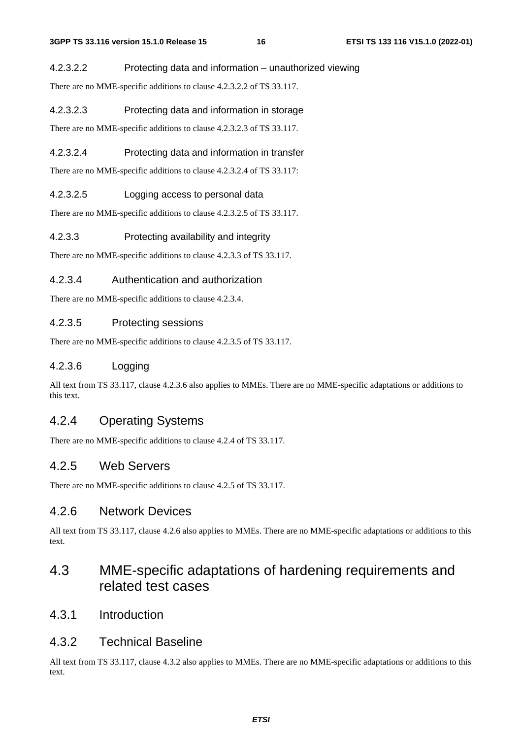#### 4.2.3.2.2 Protecting data and information – unauthorized viewing

There are no MME-specific additions to clause 4.2.3.2.2 of TS 33.117.

#### 4.2.3.2.3 Protecting data and information in storage

There are no MME-specific additions to clause 4.2.3.2.3 of TS 33.117.

#### 4.2.3.2.4 Protecting data and information in transfer

There are no MME-specific additions to clause 4.2.3.2.4 of TS 33.117:

#### 4.2.3.2.5 Logging access to personal data

There are no MME-specific additions to clause 4.2.3.2.5 of TS 33.117.

#### 4.2.3.3 Protecting availability and integrity

There are no MME-specific additions to clause 4.2.3.3 of TS 33.117.

### 4.2.3.4 Authentication and authorization

There are no MME-specific additions to clause 4.2.3.4.

### 4.2.3.5 Protecting sessions

There are no MME-specific additions to clause 4.2.3.5 of TS 33.117.

### 4.2.3.6 Logging

All text from TS 33.117, clause 4.2.3.6 also applies to MMEs. There are no MME-specific adaptations or additions to this text.

## 4.2.4 Operating Systems

There are no MME-specific additions to clause 4.2.4 of TS 33.117.

## 4.2.5 Web Servers

There are no MME-specific additions to clause 4.2.5 of TS 33.117.

## 4.2.6 Network Devices

All text from TS 33.117, clause 4.2.6 also applies to MMEs. There are no MME-specific adaptations or additions to this text.

# 4.3 MME-specific adaptations of hardening requirements and related test cases

## 4.3.1 Introduction

## 4.3.2 Technical Baseline

All text from TS 33.117, clause 4.3.2 also applies to MMEs. There are no MME-specific adaptations or additions to this text.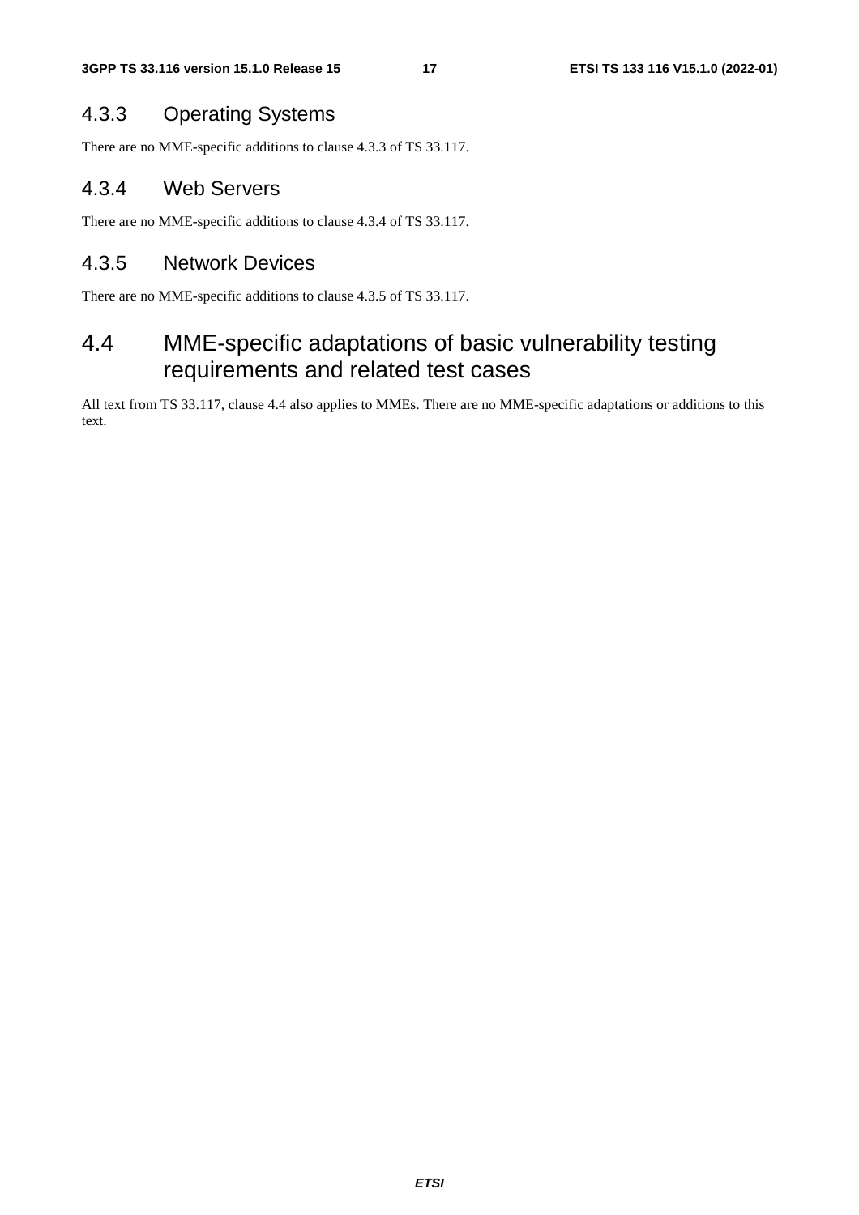### 4.3.3 Operating Systems

There are no MME-specific additions to clause 4.3.3 of TS 33.117.

### 4.3.4 Web Servers

There are no MME-specific additions to clause 4.3.4 of TS 33.117.

### 4.3.5 Network Devices

There are no MME-specific additions to clause 4.3.5 of TS 33.117.

## 4.4 MME-specific adaptations of basic vulnerability testing requirements and related test cases

All text from TS 33.117, clause 4.4 also applies to MMEs. There are no MME-specific adaptations or additions to this text.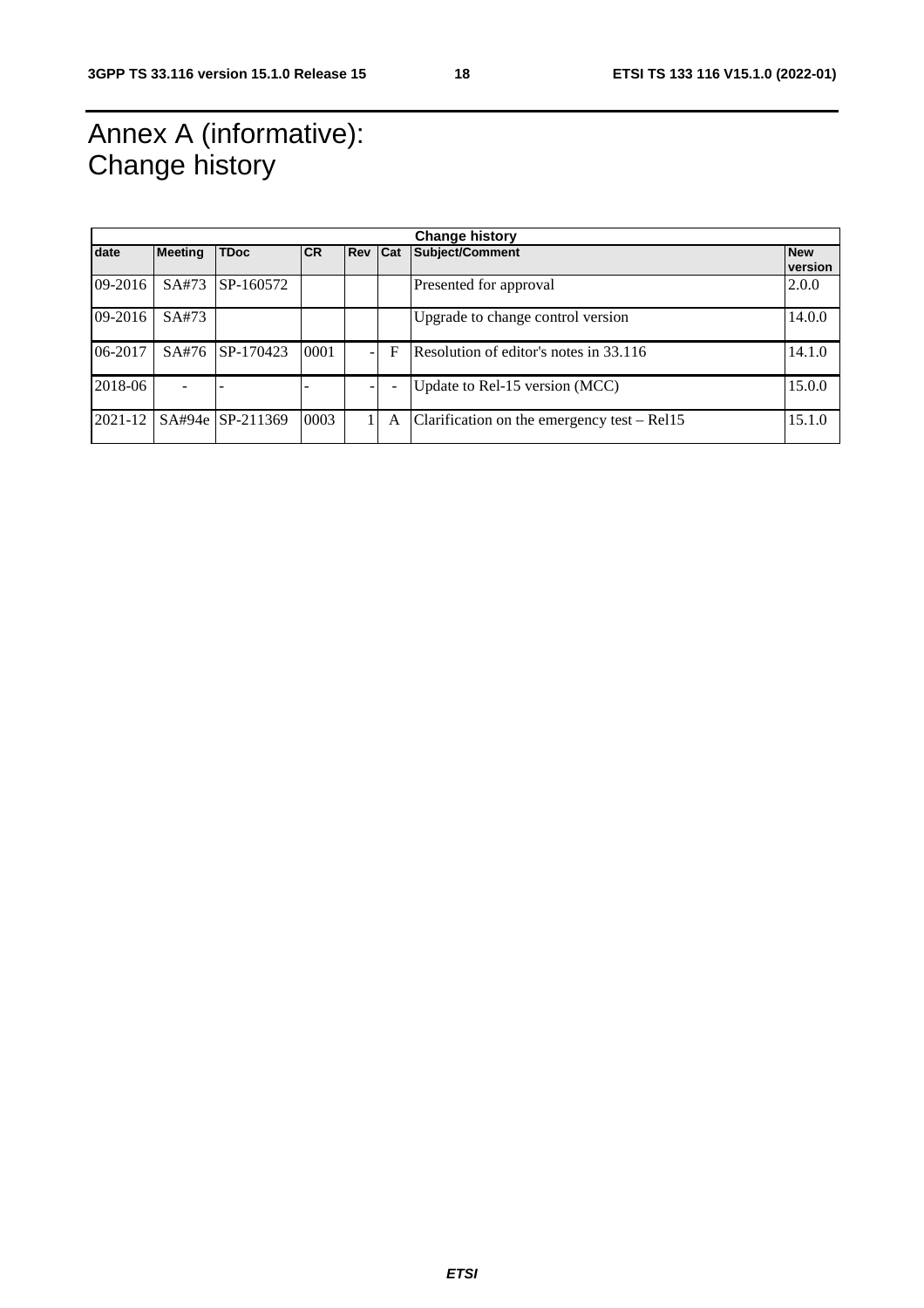# Annex A (informative):<br>Change history

| Change history | | | | | | | |
|---|---|---|---|---|---|---|---|
| **date** | **Meeting** | **TDoc** | **CR** | **Rev** | **Cat** | **Subject/Comment** | **New version** |
| 09-2016 | SA#73 | SP-160572 | | | | Presented for approval | 2.0.0 |
| 09-2016 | SA#73 | | | | | Upgrade to change control version | 14.0.0 |
| 06-2017 | SA#76 | SP-170423 | 0001 | - | F | Resolution of editor's notes in 33.116 | 14.1.0 |
| 2018-06 | - | - | - | - | - | Update to Rel-15 version (MCC) | 15.0.0 |
| 2021-12 | SA#94e | SP-211369 | 0003 | 1 | A | Clarification on the emergency test – Rel15 | 15.1.0 |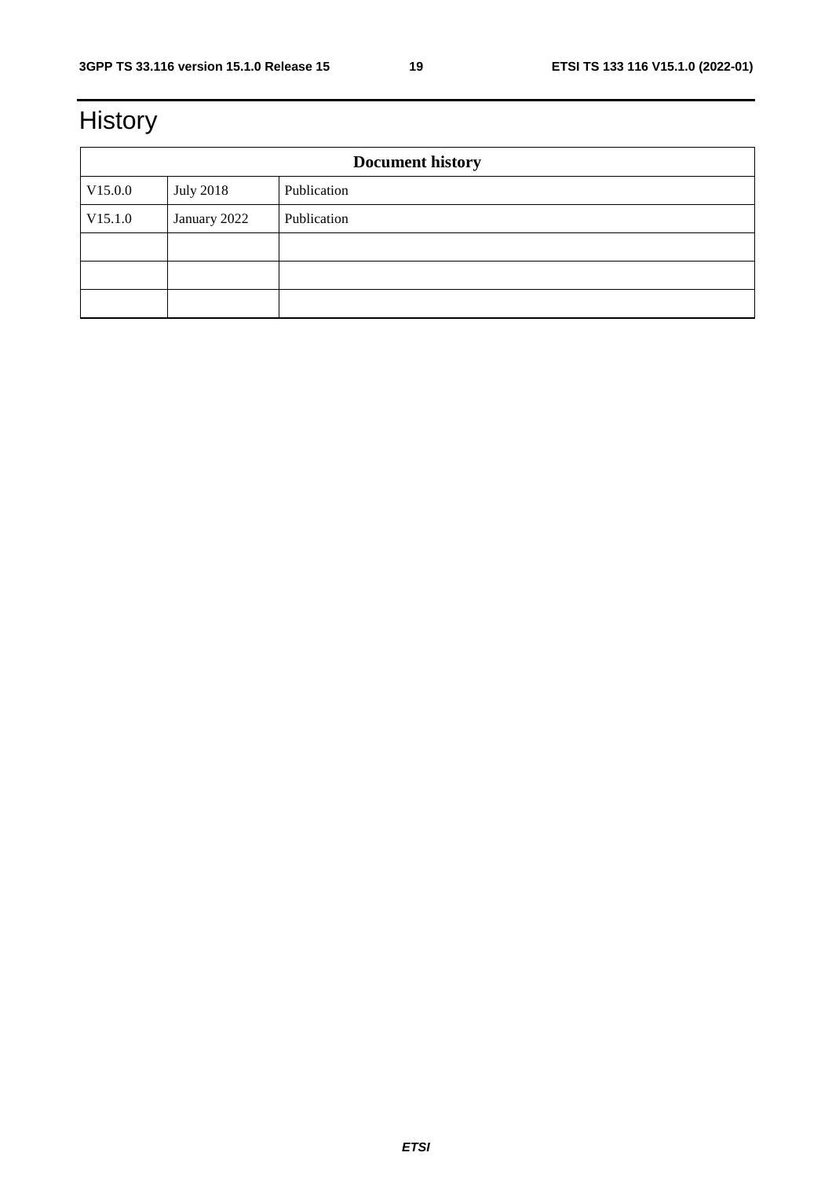# History

| Document history | | |
|---|---|---|
| V15.0.0 | July 2018 | Publication |
| V15.1.0 | January 2022 | Publication |
| | | |
| | | |
| | | |